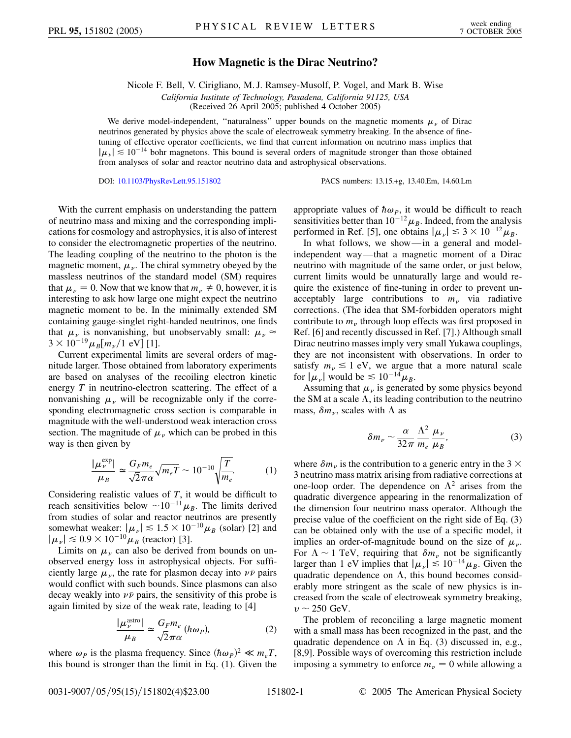# How Magnetic is the Dirac Neutrino?

Nicole F. Bell, V. Cirigliano, M. J. Ramsey-Musolf, P. Vogel, and Mark B. Wise

*California Institute of Technology, Pasadena, California 91125, USA*

(Received 26 April 2005; published 4 October 2005)

We derive model-independent, "naturalness" upper bounds on the magnetic moments $\mu_\nu$ of Dirac neutrinos generated by physics above the scale of electroweak symmetry breaking. In the absence of fine-tuning of effective operator coefficients, we find that current information on neutrino mass implies that $|\mu_\nu| \lesssim 10^{-14}$ bohr magnetons. This bound is several orders of magnitude stronger than those obtained from analyses of solar and reactor neutrino data and astrophysical observations.

DOI: 10.1103/PhysRevLett.95.151802 PACS numbers: 13.15.+g, 13.40.Em, 14.60.Lm

With the current emphasis on understanding the pattern of neutrino mass and mixing and the corresponding implications for cosmology and astrophysics, it is also of interest to consider the electromagnetic properties of the neutrino. The leading coupling of the neutrino to the photon is the magnetic moment, $\mu_\nu$. The chiral symmetry obeyed by the massless neutrinos of the standard model (SM) requires that $\mu_\nu = 0$. Now that we know that $m_\nu \neq 0$, however, it is interesting to ask how large one might expect the neutrino magnetic moment to be. In the minimally extended SM containing gauge-singlet right-handed neutrinos, one finds that $\mu_\nu$ is nonvanishing, but unobservably small: $\mu_\nu \approx 3 \times 10^{-19} \mu_B [m_\nu / 1 \text{ eV}]$ [1].

Current experimental limits are several orders of magnitude larger. Those obtained from laboratory experiments are based on analyses of the recoiling electron kinetic energy $T$ in neutrino-electron scattering. The effect of a nonvanishing $\mu_\nu$ will be recognizable only if the corresponding electromagnetic cross section is comparable in magnitude with the well-understood weak interaction cross section. The magnitude of $\mu_\nu$ which can be probed in this way is then given by

$$\frac{|\mu_\nu^{\text{exp}}|}{\mu_B} \simeq \frac{G_F m_e}{\sqrt{2}\pi\alpha}\sqrt{m_e T} \sim 10^{-10}\sqrt{\frac{T}{m_e}}. \tag{1}$$

Considering realistic values of $T$, it would be difficult to reach sensitivities below $\sim 10^{-11}\mu_B$. The limits derived from studies of solar and reactor neutrinos are presently somewhat weaker: $|\mu_\nu| \lesssim 1.5 \times 10^{-10}\mu_B$ (solar) [2] and $|\mu_\nu| \lesssim 0.9 \times 10^{-10}\mu_B$ (reactor) [3].

Limits on $\mu_\nu$ can also be derived from bounds on unobserved energy loss in astrophysical objects. For sufficiently large $\mu_\nu$, the rate for plasmon decay into $\nu\bar{\nu}$ pairs would conflict with such bounds. Since plasmons can also decay weakly into $\nu\bar{\nu}$ pairs, the sensitivity of this probe is again limited by size of the weak rate, leading to [4]

$$\frac{|\mu_\nu^{\text{astro}}|}{\mu_B} \simeq \frac{G_F m_e}{\sqrt{2}\pi\alpha}(\hbar\omega_P), \tag{2}$$

where $\omega_P$ is the plasma frequency. Since $(\hbar\omega_P)^2 \ll m_e T$, this bound is stronger than the limit in Eq. (1). Given the appropriate values of $\hbar\omega_P$, it would be difficult to reach sensitivities better than $10^{-12}\mu_B$. Indeed, from the analysis performed in Ref. [5], one obtains $|\mu_\nu| \lesssim 3 \times 10^{-12}\mu_B$.

In what follows, we show—in a general and model-independent way—that a magnetic moment of a Dirac neutrino with magnitude of the same order, or just below, current limits would be unnaturally large and would require the existence of fine-tuning in order to prevent unacceptably large contributions to $m_\nu$ via radiative corrections. (The idea that SM-forbidden operators might contribute to $m_\nu$ through loop effects was first proposed in Ref. [6] and recently discussed in Ref. [7].) Although small Dirac neutrino masses imply very small Yukawa couplings, they are not inconsistent with observations. In order to satisfy $m_\nu \lesssim 1$ eV, we argue that a more natural scale for $|\mu_\nu|$ would be $\lesssim 10^{-14}\mu_B$.

Assuming that $\mu_\nu$ is generated by some physics beyond the SM at a scale $\Lambda$, its leading contribution to the neutrino mass, $\delta m_\nu$, scales with $\Lambda$ as

$$\delta m_\nu \sim \frac{\alpha}{32\pi}\frac{\Lambda^2}{m_e}\frac{\mu_\nu}{\mu_B}, \tag{3}$$

where $\delta m_\nu$ is the contribution to a generic entry in the $3 \times 3$ neutrino mass matrix arising from radiative corrections at one-loop order. The dependence on $\Lambda^2$ arises from the quadratic divergence appearing in the renormalization of the dimension four neutrino mass operator. Although the precise value of the coefficient on the right side of Eq. (3) can be obtained only with the use of a specific model, it implies an order-of-magnitude bound on the size of $\mu_\nu$. For $\Lambda \sim 1$ TeV, requiring that $\delta m_\nu$ not be significantly larger than 1 eV implies that $|\mu_\nu| \lesssim 10^{-14}\mu_B$. Given the quadratic dependence on $\Lambda$, this bound becomes considerably more stringent as the scale of new physics is increased from the scale of electroweak symmetry breaking, $v \sim 250$ GeV.

The problem of reconciling a large magnetic moment with a small mass has been recognized in the past, and the quadratic dependence on $\Lambda$ in Eq. (3) discussed in, e.g., [8,9]. Possible ways of overcoming this restriction include imposing a symmetry to enforce $m_\nu = 0$ while allowing a

0031-9007/05/95(15)/151802(4)$23.00 © 2005 The American Physical Society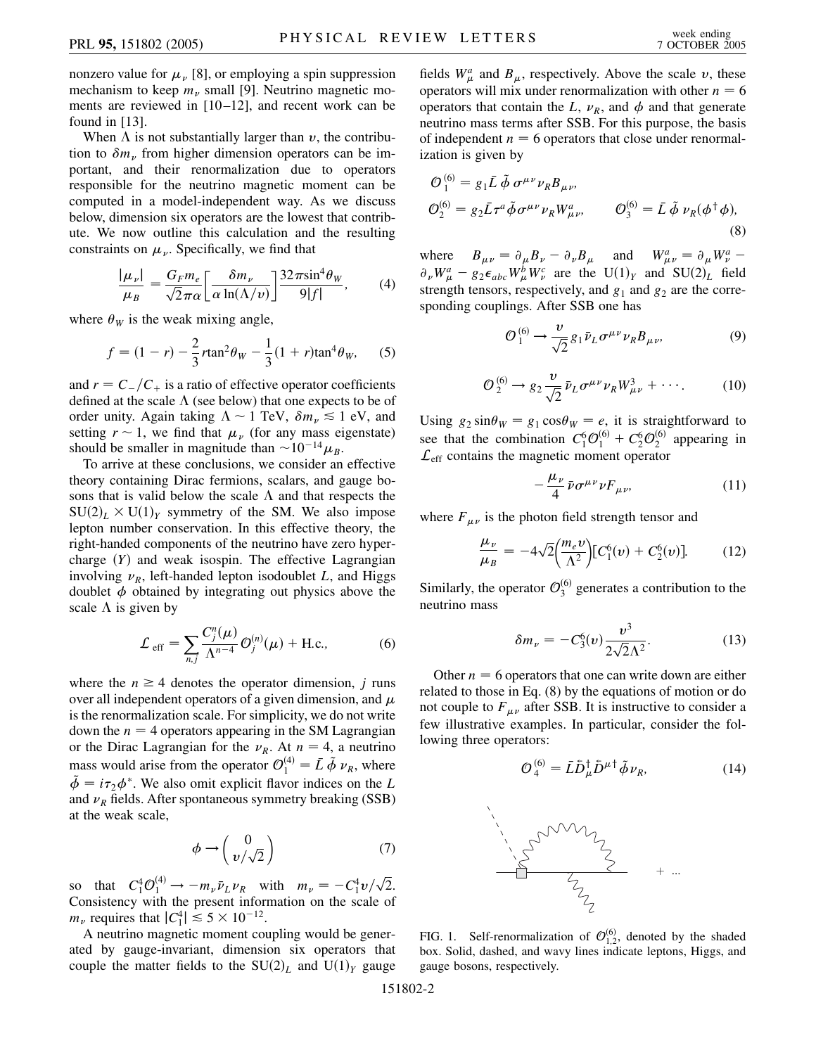nonzero value for $\mu_\nu$ [8], or employing a spin suppression mechanism to keep $m_\nu$ small [9]. Neutrino magnetic moments are reviewed in [10–12], and recent work can be found in [13].

When $\Lambda$ is not substantially larger than $v$, the contribution to $\delta m_\nu$ from higher dimension operators can be important, and their renormalization due to operators responsible for the neutrino magnetic moment can be computed in a model-independent way. As we discuss below, dimension six operators are the lowest that contribute. We now outline this calculation and the resulting constraints on $\mu_\nu$. Specifically, we find that

$$\frac{|\mu_\nu|}{\mu_B} = \frac{G_F m_e}{\sqrt{2}\pi\alpha}\left[\frac{\delta m_\nu}{\alpha \ln(\Lambda/v)}\right]\frac{32\pi \sin^4\theta_W}{9|f|}, \tag{4}$$

where $\theta_W$ is the weak mixing angle,

$$f = (1-r) - \frac{2}{3}r\tan^2\theta_W - \frac{1}{3}(1+r)\tan^4\theta_W, \tag{5}$$

and $r = C_-/C_+$ is a ratio of effective operator coefficients defined at the scale $\Lambda$ (see below) that one expects to be of order unity. Again taking $\Lambda \sim 1$ TeV, $\delta m_\nu \lesssim 1$ eV, and setting $r \sim 1$, we find that $\mu_\nu$ (for any mass eigenstate) should be smaller in magnitude than $\sim 10^{-14}\mu_B$.

To arrive at these conclusions, we consider an effective theory containing Dirac fermions, scalars, and gauge bosons that is valid below the scale $\Lambda$ and that respects the $SU(2)_L \times U(1)_Y$ symmetry of the SM. We also impose lepton number conservation. In this effective theory, the right-handed components of the neutrino have zero hypercharge ($Y$) and weak isospin. The effective Lagrangian involving $\nu_R$, left-handed lepton isodoublet $L$, and Higgs doublet $\phi$ obtained by integrating out physics above the scale $\Lambda$ is given by

$$\mathcal{L}_{\text{eff}} = \sum_{n,j} \frac{C_j^n(\mu)}{\Lambda^{n-4}} \mathcal{O}_j^{(n)}(\mu) + \text{H.c.}, \tag{6}$$

where the $n \geq 4$ denotes the operator dimension, $j$ runs over all independent operators of a given dimension, and $\mu$ is the renormalization scale. For simplicity, we do not write down the $n = 4$ operators appearing in the SM Lagrangian or the Dirac Lagrangian for the $\nu_R$. At $n = 4$, a neutrino mass would arise from the operator $\mathcal{O}_1^{(4)} = \bar{L}\,\tilde{\phi}\,\nu_R$, where $\tilde{\phi} = i\tau_2\phi^*$. We also omit explicit flavor indices on the $L$ and $\nu_R$ fields. After spontaneous symmetry breaking (SSB) at the weak scale,

$$\phi \to \begin{pmatrix} 0 \\ v/\sqrt{2} \end{pmatrix} \tag{7}$$

so that $C_1^4\mathcal{O}_1^{(4)} \to -m_\nu \bar{\nu}_L \nu_R$ with $m_\nu = -C_1^4 v/\sqrt{2}$. Consistency with the present information on the scale of $m_\nu$ requires that $|C_1^4| \lesssim 5 \times 10^{-12}$.

A neutrino magnetic moment coupling would be generated by gauge-invariant, dimension six operators that couple the matter fields to the $SU(2)_L$ and $U(1)_Y$ gauge fields $W_\mu^a$ and $B_\mu$, respectively. Above the scale $v$, these operators will mix under renormalization with other $n = 6$ operators that contain the $L$, $\nu_R$, and $\phi$ and that generate neutrino mass terms after SSB. For this purpose, the basis of independent $n = 6$ operators that close under renormalization is given by

$$\begin{aligned} &\mathcal{O}_1^{(6)} = g_1 \bar{L}\,\tilde{\phi}\,\sigma^{\mu\nu}\nu_R B_{\mu\nu}, \\ &\mathcal{O}_2^{(6)} = g_2 \bar{L}\tau^a\tilde{\phi}\sigma^{\mu\nu}\nu_R W_{\mu\nu}^a, \qquad \mathcal{O}_3^{(6)} = \bar{L}\,\tilde{\phi}\,\nu_R(\phi^\dagger\phi), \end{aligned} \tag{8}$$

where $B_{\mu\nu} = \partial_\mu B_\nu - \partial_\nu B_\mu$ and $W_{\mu\nu}^a = \partial_\mu W_\nu^a - \partial_\nu W_\mu^a - g_2\epsilon_{abc}W_\mu^b W_\nu^c$ are the $U(1)_Y$ and $SU(2)_L$ field strength tensors, respectively, and $g_1$ and $g_2$ are the corresponding couplings. After SSB one has

$$\mathcal{O}_1^{(6)} \to \frac{v}{\sqrt{2}} g_1 \bar{\nu}_L \sigma^{\mu\nu}\nu_R B_{\mu\nu}, \tag{9}$$

$$\mathcal{O}_2^{(6)} \to g_2 \frac{v}{\sqrt{2}} \bar{\nu}_L \sigma^{\mu\nu}\nu_R W_{\mu\nu}^3 + \cdots. \tag{10}$$

Using $g_2 \sin\theta_W = g_1 \cos\theta_W = e$, it is straightforward to see that the combination $C_1^6\mathcal{O}_1^{(6)} + C_2^6\mathcal{O}_2^{(6)}$ appearing in $\mathcal{L}_{\text{eff}}$ contains the magnetic moment operator

$$-\frac{\mu_\nu}{4}\bar{\nu}\sigma^{\mu\nu}\nu F_{\mu\nu}, \tag{11}$$

where $F_{\mu\nu}$ is the photon field strength tensor and

$$\frac{\mu_\nu}{\mu_B} = -4\sqrt{2}\left(\frac{m_e v}{\Lambda^2}\right)[C_1^6(v) + C_2^6(v)]. \tag{12}$$

Similarly, the operator $\mathcal{O}_3^{(6)}$ generates a contribution to the neutrino mass

$$\delta m_\nu = -C_3^6(v)\frac{v^3}{2\sqrt{2}\Lambda^2}. \tag{13}$$

Other $n = 6$ operators that one can write down are either related to those in Eq. (8) by the equations of motion or do not couple to $F_{\mu\nu}$ after SSB. It is instructive to consider a few illustrative examples. In particular, consider the following three operators:

$$\mathcal{O}_4^{(6)} = \bar{L}\tilde{D}_\mu^\dagger\tilde{D}^{\mu\dagger}\tilde{\phi}\nu_R, \tag{14}$$

FIG. 1. Self-renormalization of $\mathcal{O}_{1,2}^{(6)}$, denoted by the shaded box. Solid, dashed, and wavy lines indicate leptons, Higgs, and gauge bosons, respectively.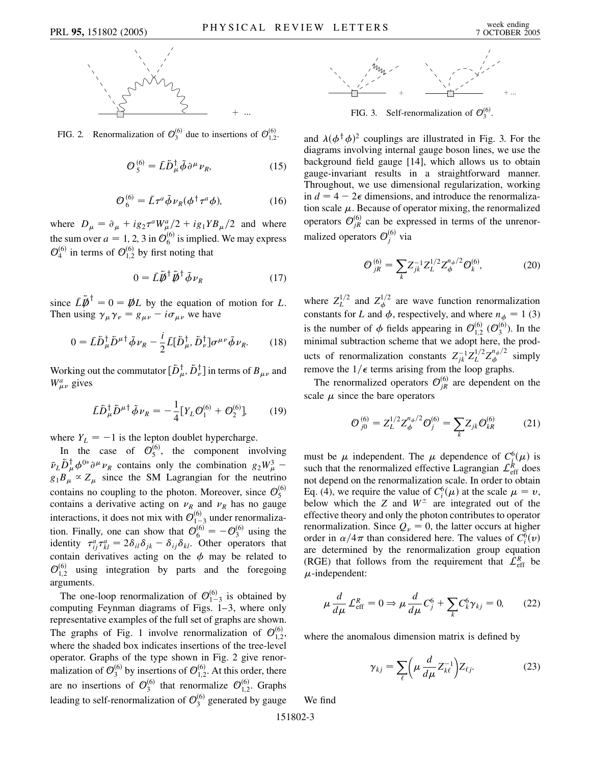FIG. 2. Renormalization of $\mathcal{O}_3^{(6)}$ due to insertions of $\mathcal{O}_{1,2}^{(6)}$.

$$\mathcal{O}_5^{(6)} = \bar{L}\tilde{D}_\mu^\dagger \tilde{\phi}\partial^\mu \nu_R, \tag{15}$$

$$\mathcal{O}_6^{(6)} = \bar{L}\tau^a \tilde{\phi}\nu_R(\phi^\dagger \tau^a \phi), \tag{16}$$

where $D_\mu = \partial_\mu + ig_2\tau^a W_\mu^a/2 + ig_1 Y B_\mu/2$ and where the sum over $a = 1, 2, 3$ in $\mathcal{O}_6^{(6)}$ is implied. We may express $\mathcal{O}_4^{(6)}$ in terms of $\mathcal{O}_{1,2}^{(6)}$ by first noting that

$$0 = \bar{L}\tilde{\not{D}}^\dagger \tilde{\not{D}}^\dagger \tilde{\phi}\nu_R \tag{17}$$

since $\bar{L}\tilde{\not{D}}^\dagger = 0 = \not{D}L$ by the equation of motion for $L$. Then using $\gamma_\mu \gamma_\nu = g_{\mu\nu} - i\sigma_{\mu\nu}$ we have

$$0 = \bar{L}\tilde{D}_\mu^\dagger \tilde{D}^{\mu\dagger}\tilde{\phi}\nu_R - \frac{i}{2}\bar{L}[\tilde{D}_\mu^\dagger, \tilde{D}_\nu^\dagger]\sigma^{\mu\nu}\tilde{\phi}\nu_R. \tag{18}$$

Working out the commutator $[\tilde{D}_\mu^\dagger, \tilde{D}_\nu^\dagger]$ in terms of $B_{\mu\nu}$ and $W_{\mu\nu}^a$ gives

$$\bar{L}\tilde{D}_\mu^\dagger \tilde{D}^{\mu\dagger}\tilde{\phi}\nu_R = -\frac{1}{4}[Y_L \mathcal{O}_1^{(6)} + \mathcal{O}_2^{(6)}], \tag{19}$$

where $Y_L = -1$ is the lepton doublet hypercharge.

In the case of $\mathcal{O}_5^{(6)}$, the component involving $\bar{\nu}_L \tilde{D}_\mu^\dagger \phi^{0*}\partial^\mu \nu_R$ contains only the combination $g_2 W_\mu^3 - g_1 B_\mu \propto Z_\mu$ since the SM Lagrangian for the neutrino contains no coupling to the photon. Moreover, since $\mathcal{O}_5^{(6)}$ contains a derivative acting on $\nu_R$ and $\nu_R$ has no gauge interactions, it does not mix with $\mathcal{O}_{1-3}^{(6)}$ under renormalization. Finally, one can show that $\mathcal{O}_6^{(6)} = -\mathcal{O}_3^{(6)}$ using the identity $\tau_{ij}^a \tau_{kl}^a = 2\delta_{il}\delta_{jk} - \delta_{ij}\delta_{kl}$. Other operators that contain derivatives acting on the $\phi$ may be related to $\mathcal{O}_{1,2}^{(6)}$ using integration by parts and the foregoing arguments.

The one-loop renormalization of $\mathcal{O}_{1-3}^{(6)}$ is obtained by computing Feynman diagrams of Figs. 1–3, where only representative examples of the full set of graphs are shown. The graphs of Fig. 1 involve renormalization of $\mathcal{O}_{1,2}^{(6)}$, where the shaded box indicates insertions of the tree-level operator. Graphs of the type shown in Fig. 2 give renormalization of $\mathcal{O}_3^{(6)}$ by insertions of $\mathcal{O}_{1,2}^{(6)}$. At this order, there are no insertions of $\mathcal{O}_3^{(6)}$ that renormalize $\mathcal{O}_{1,2}^{(6)}$. Graphs leading to self-renormalization of $\mathcal{O}_3^{(6)}$ generated by gauge and $\lambda(\phi^\dagger\phi)^2$ couplings are illustrated in Fig. 3. For the diagrams involving internal gauge boson lines, we use the background field gauge [14], which allows us to obtain gauge-invariant results in a straightforward manner. Throughout, we use dimensional regularization, working in $d = 4 - 2\epsilon$ dimensions, and introduce the renormalization scale $\mu$. Because of operator mixing, the renormalized operators $\mathcal{O}_{jR}^{(6)}$ can be expressed in terms of the unrenormalized operators $\mathcal{O}_j^{(6)}$ via

FIG. 3. Self-renormalization of $\mathcal{O}_3^{(6)}$.

$$\mathcal{O}_{jR}^{(6)} = \sum_k Z_{jk}^{-1} Z_L^{1/2} Z_\phi^{n_\phi/2} \mathcal{O}_k^{(6)}, \tag{20}$$

where $Z_L^{1/2}$ and $Z_\phi^{1/2}$ are wave function renormalization constants for $L$ and $\phi$, respectively, and where $n_\phi = 1$ (3) is the number of $\phi$ fields appearing in $\mathcal{O}_{1,2}^{(6)}$ ($\mathcal{O}_3^{(6)}$). In the minimal subtraction scheme that we adopt here, the products of renormalization constants $Z_{jk}^{-1} Z_L^{1/2} Z_\phi^{n_\phi/2}$ simply remove the $1/\epsilon$ terms arising from the loop graphs.

The renormalized operators $\mathcal{O}_{jR}^{(6)}$ are dependent on the scale $\mu$ since the bare operators

$$\mathcal{O}_{j0}^{(6)} = Z_L^{1/2} Z_\phi^{n_\phi/2} \mathcal{O}_j^{(6)} = \sum_k Z_{jk} \mathcal{O}_{kR}^{(6)} \tag{21}$$

must be $\mu$ independent. The $\mu$ dependence of $C_i^6(\mu)$ is such that the renormalized effective Lagrangian $\mathcal{L}_{\rm eff}^R$ does not depend on the renormalization scale. In order to obtain Eq. (4), we require the value of $C_i^6(\mu)$ at the scale $\mu = v$, below which the $Z$ and $W^\pm$ are integrated out of the effective theory and only the photon contributes to operator renormalization. Since $Q_\nu = 0$, the latter occurs at higher order in $\alpha/4\pi$ than considered here. The values of $C_i^6(v)$ are determined by the renormalization group equation (RGE) that follows from the requirement that $\mathcal{L}_{\rm eff}^R$ be $\mu$-independent:

$$\mu\frac{d}{d\mu}\mathcal{L}_{\rm eff}^R = 0 \Rightarrow \mu\frac{d}{d\mu}C_j^6 + \sum_k C_k^6 \gamma_{kj} = 0, \tag{22}$$

where the anomalous dimension matrix is defined by

$$\gamma_{kj} = \sum_\ell \left(\mu\frac{d}{d\mu}Z_{k\ell}^{-1}\right) Z_{\ell j}. \tag{23}$$

We find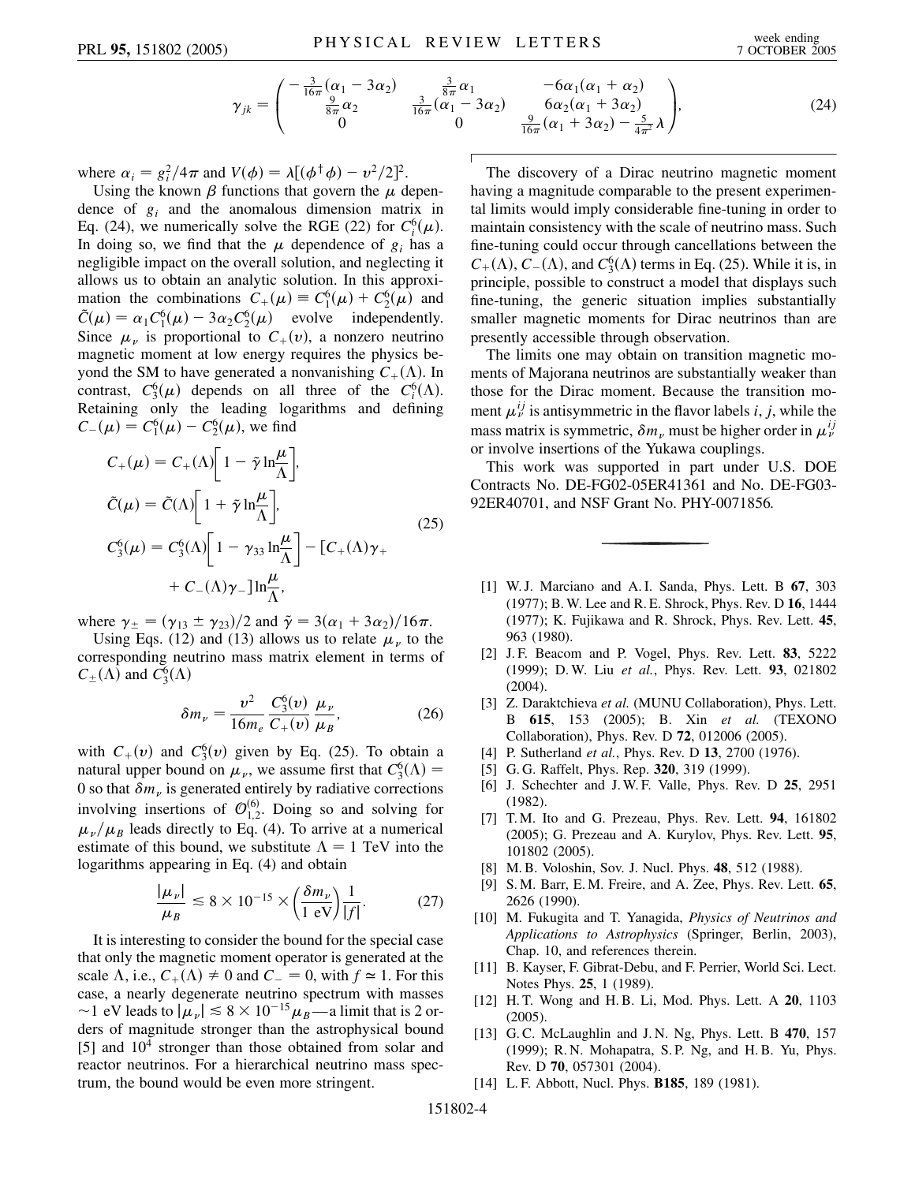$$
\gamma_{jk} = \begin{pmatrix} -\frac{3}{16\pi}(\alpha_1 - 3\alpha_2) & \frac{3}{8\pi}\alpha_1 & -6\alpha_1(\alpha_1 + \alpha_2) \\ \frac{9}{8\pi}\alpha_2 & \frac{3}{16\pi}(\alpha_1 - 3\alpha_2) & 6\alpha_2(\alpha_1 + 3\alpha_2) \\ 0 & 0 & \frac{9}{16\pi}(\alpha_1 + 3\alpha_2) - \frac{5}{4\pi^2}\lambda \end{pmatrix}, \tag{24}
$$

where $\alpha_i = g_i^2/4\pi$ and $V(\phi) = \lambda[(\phi^\dagger\phi) - v^2/2]^2$.

Using the known $\beta$ functions that govern the $\mu$ dependence of $g_i$ and the anomalous dimension matrix in Eq. (24), we numerically solve the RGE (22) for $C_i^6(\mu)$. In doing so, we find that the $\mu$ dependence of $g_i$ has a negligible impact on the overall solution, and neglecting it allows us to obtain an analytic solution. In this approximation the combinations $C_+(\mu) \equiv C_1^6(\mu) + C_2^6(\mu)$ and $\tilde{C}(\mu) = \alpha_1 C_1^6(\mu) - 3\alpha_2 C_2^6(\mu)$ evolve independently. Since $\mu_\nu$ is proportional to $C_+(v)$, a nonzero neutrino magnetic moment at low energy requires the physics beyond the SM to have generated a nonvanishing $C_+(\Lambda)$. In contrast, $C_3^6(\mu)$ depends on all three of the $C_i^6(\Lambda)$. Retaining only the leading logarithms and defining $C_-(\mu) = C_1^6(\mu) - C_2^6(\mu)$, we find

$$
\begin{aligned}
C_+(\mu) &= C_+(\Lambda)\left[1 - \tilde{\gamma}\ln\frac{\mu}{\Lambda}\right], \\
\tilde{C}(\mu) &= \tilde{C}(\Lambda)\left[1 + \tilde{\gamma}\ln\frac{\mu}{\Lambda}\right], \\
C_3^6(\mu) &= C_3^6(\Lambda)\left[1 - \gamma_{33}\ln\frac{\mu}{\Lambda}\right] - [C_+(\Lambda)\gamma_+ \\
&\quad + C_-(\Lambda)\gamma_-]\ln\frac{\mu}{\Lambda},
\end{aligned} \tag{25}
$$

where $\gamma_\pm = (\gamma_{13} \pm \gamma_{23})/2$ and $\tilde{\gamma} = 3(\alpha_1 + 3\alpha_2)/16\pi$.

Using Eqs. (12) and (13) allows us to relate $\mu_\nu$ to the corresponding neutrino mass matrix element in terms of $C_\pm(\Lambda)$ and $C_3^6(\Lambda)$

$$
\delta m_\nu = \frac{v^2}{16 m_e}\frac{C_3^6(v)}{C_+(v)}\frac{\mu_\nu}{\mu_B}, \tag{26}
$$

with $C_+(v)$ and $C_3^6(v)$ given by Eq. (25). To obtain a natural upper bound on $\mu_\nu$, we assume first that $C_3^6(\Lambda) = 0$ so that $\delta m_\nu$ is generated entirely by radiative corrections involving insertions of $\mathcal{O}_{1,2}^{(6)}$. Doing so and solving for $\mu_\nu/\mu_B$ leads directly to Eq. (4). To arrive at a numerical estimate of this bound, we substitute $\Lambda = 1$ TeV into the logarithms appearing in Eq. (4) and obtain

$$
\frac{|\mu_\nu|}{\mu_B} \lesssim 8 \times 10^{-15} \times \left(\frac{\delta m_\nu}{1\ \text{eV}}\right)\frac{1}{|f|}. \tag{27}
$$

It is interesting to consider the bound for the special case that only the magnetic moment operator is generated at the scale $\Lambda$, i.e., $C_+(\Lambda) \neq 0$ and $C_- = 0$, with $f \simeq 1$. For this case, a nearly degenerate neutrino spectrum with masses $\sim$1 eV leads to $|\mu_\nu| \lesssim 8 \times 10^{-15}\mu_B$—a limit that is 2 orders of magnitude stronger than the astrophysical bound [5] and $10^4$ stronger than those obtained from solar and reactor neutrinos. For a hierarchical neutrino mass spectrum, the bound would be even more stringent.

The discovery of a Dirac neutrino magnetic moment having a magnitude comparable to the present experimental limits would imply considerable fine-tuning in order to maintain consistency with the scale of neutrino mass. Such fine-tuning could occur through cancellations between the $C_+(\Lambda)$, $C_-(\Lambda)$, and $C_3^6(\Lambda)$ terms in Eq. (25). While it is, in principle, possible to construct a model that displays such fine-tuning, the generic situation implies substantially smaller magnetic moments for Dirac neutrinos than are presently accessible through observation.

The limits one may obtain on transition magnetic moments of Majorana neutrinos are substantially weaker than those for the Dirac moment. Because the transition moment $\mu_\nu^{ij}$ is antisymmetric in the flavor labels $i$, $j$, while the mass matrix is symmetric, $\delta m_\nu$ must be higher order in $\mu_\nu^{ij}$ or involve insertions of the Yukawa couplings.

This work was supported in part under U.S. DOE Contracts No. DE-FG02-05ER41361 and No. DE-FG03-92ER40701, and NSF Grant No. PHY-0071856.

---

[1] W. J. Marciano and A. I. Sanda, Phys. Lett. B **67**, 303 (1977); B. W. Lee and R. E. Shrock, Phys. Rev. D **16**, 1444 (1977); K. Fujikawa and R. Shrock, Phys. Rev. Lett. **45**, 963 (1980).

[2] J. F. Beacom and P. Vogel, Phys. Rev. Lett. **83**, 5222 (1999); D. W. Liu *et al.*, Phys. Rev. Lett. **93**, 021802 (2004).

[3] Z. Daraktchieva *et al.* (MUNU Collaboration), Phys. Lett. B **615**, 153 (2005); B. Xin *et al.* (TEXONO Collaboration), Phys. Rev. D **72**, 012006 (2005).

[4] P. Sutherland *et al.*, Phys. Rev. D **13**, 2700 (1976).

[5] G. G. Raffelt, Phys. Rep. **320**, 319 (1999).

[6] J. Schechter and J. W. F. Valle, Phys. Rev. D **25**, 2951 (1982).

[7] T. M. Ito and G. Prezeau, Phys. Rev. Lett. **94**, 161802 (2005); G. Prezeau and A. Kurylov, Phys. Rev. Lett. **95**, 101802 (2005).

[8] M. B. Voloshin, Sov. J. Nucl. Phys. **48**, 512 (1988).

[9] S. M. Barr, E. M. Freire, and A. Zee, Phys. Rev. Lett. **65**, 2626 (1990).

[10] M. Fukugita and T. Yanagida, *Physics of Neutrinos and Applications to Astrophysics* (Springer, Berlin, 2003), Chap. 10, and references therein.

[11] B. Kayser, F. Gibrat-Debu, and F. Perrier, World Sci. Lect. Notes Phys. **25**, 1 (1989).

[12] H. T. Wong and H. B. Li, Mod. Phys. Lett. A **20**, 1103 (2005).

[13] G. C. McLaughlin and J. N. Ng, Phys. Lett. B **470**, 157 (1999); R. N. Mohapatra, S. P. Ng, and H. B. Yu, Phys. Rev. D **70**, 057301 (2004).

[14] L. F. Abbott, Nucl. Phys. **B185**, 189 (1981).